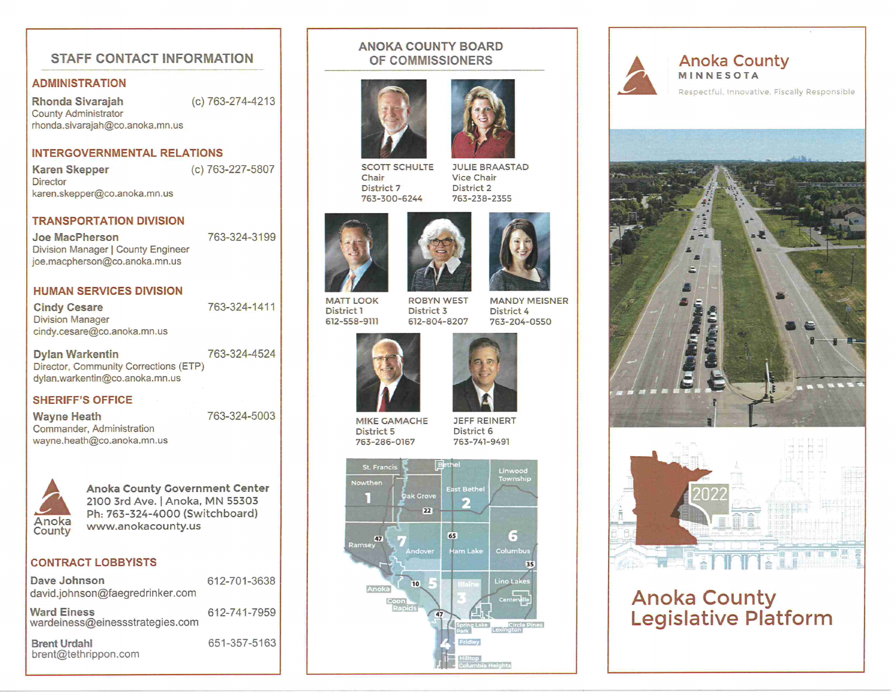## STAFF CONTACT INFORMATION

### ADMINISTRATION

**Rhonda Sivarajah** (c) 763-274-4213
County Administrator
rhonda.sivarajah@co.anoka.mn.us

### INTERGOVERNMENTAL RELATIONS

**Karen Skepper** (c) 763-227-5807
Director
karen.skepper@co.anoka.mn.us

### TRANSPORTATION DIVISION

**Joe MacPherson** 763-324-3199
Division Manager | County Engineer
joe.macpherson@co.anoka.mn.us

### HUMAN SERVICES DIVISION

**Cindy Cesare** 763-324-1411
Division Manager
cindy.cesare@co.anoka.mn.us

**Dylan Warkentin** 763-324-4524
Director, Community Corrections (ETP)
dylan.warkentin@co.anoka.mn.us

### SHERIFF'S OFFICE

**Wayne Heath** 763-324-5003
Commander, Administration
wayne.heath@co.anoka.mn.us

Anoka County

**Anoka County Government Center**
2100 3rd Ave. | Anoka, MN 55303
Ph: 763-324-4000 (Switchboard)
www.anokacounty.us

### CONTRACT LOBBYISTS

**Dave Johnson** 612-701-3638
david.johnson@faegredrinker.com

**Ward Einess** 612-741-7959
wardeiness@einessstrategies.com

**Brent Urdahl** 651-357-5163
brent@tethrippon.com

## ANOKA COUNTY BOARD OF COMMISSIONERS

**SCOTT SCHULTE**
Chair
District 7
763-300-6244

**JULIE BRAASTAD**
Vice Chair
District 2
763-238-2355

**MATT LOOK**
District 1
612-558-9111

**ROBYN WEST**
District 3
612-804-8207

**MANDY MEISNER**
District 4
763-204-0550

**MIKE GAMACHE**
District 5
763-286-0167

**JEFF REINERT**
District 6
763-741-9491

# Anoka County
MINNESOTA

Respectful, Innovative, Fiscally Responsible

2022

# Anoka County Legislative Platform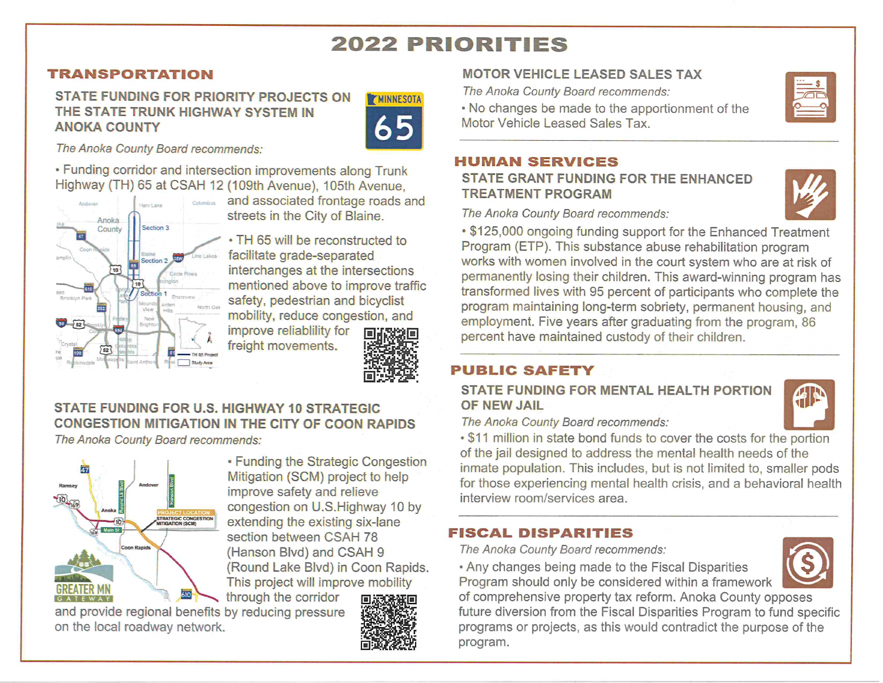# 2022 PRIORITIES

## TRANSPORTATION

### STATE FUNDING FOR PRIORITY PROJECTS ON THE STATE TRUNK HIGHWAY SYSTEM IN ANOKA COUNTY

*The Anoka County Board recommends:*

- Funding corridor and intersection improvements along Trunk Highway (TH) 65 at CSAH 12 (109th Avenue), 105th Avenue, and associated frontage roads and streets in the City of Blaine.
- TH 65 will be reconstructed to facilitate grade-separated interchanges at the intersections mentioned above to improve traffic safety, pedestrian and bicyclist mobility, reduce congestion, and improve reliablility for freight movements.

### STATE FUNDING FOR U.S. HIGHWAY 10 STRATEGIC CONGESTION MITIGATION IN THE CITY OF COON RAPIDS

*The Anoka County Board recommends:*

- Funding the Strategic Congestion Mitigation (SCM) project to help improve safety and relieve congestion on U.S.Highway 10 by extending the existing six-lane section between CSAH 78 (Hanson Blvd) and CSAH 9 (Round Lake Blvd) in Coon Rapids. This project will improve mobility through the corridor and provide regional benefits by reducing pressure on the local roadway network.

### MOTOR VEHICLE LEASED SALES TAX

*The Anoka County Board recommends:*

- No changes be made to the apportionment of the Motor Vehicle Leased Sales Tax.

## HUMAN SERVICES

### STATE GRANT FUNDING FOR THE ENHANCED TREATMENT PROGRAM

*The Anoka County Board recommends:*

- $125,000 ongoing funding support for the Enhanced Treatment Program (ETP). This substance abuse rehabilitation program works with women involved in the court system who are at risk of permanently losing their children. This award-winning program has transformed lives with 95 percent of participants who complete the program maintaining long-term sobriety, permanent housing, and employment. Five years after graduating from the program, 86 percent have maintained custody of their children.

## PUBLIC SAFETY

### STATE FUNDING FOR MENTAL HEALTH PORTION OF NEW JAIL

*The Anoka County Board recommends:*

- $11 million in state bond funds to cover the costs for the portion of the jail designed to address the mental health needs of the inmate population. This includes, but is not limited to, smaller pods for those experiencing mental health crisis, and a behavioral health interview room/services area.

## FISCAL DISPARITIES

*The Anoka County Board recommends:*

- Any changes being made to the Fiscal Disparities Program should only be considered within a framework of comprehensive property tax reform. Anoka County opposes future diversion from the Fiscal Disparities Program to fund specific programs or projects, as this would contradict the purpose of the program.